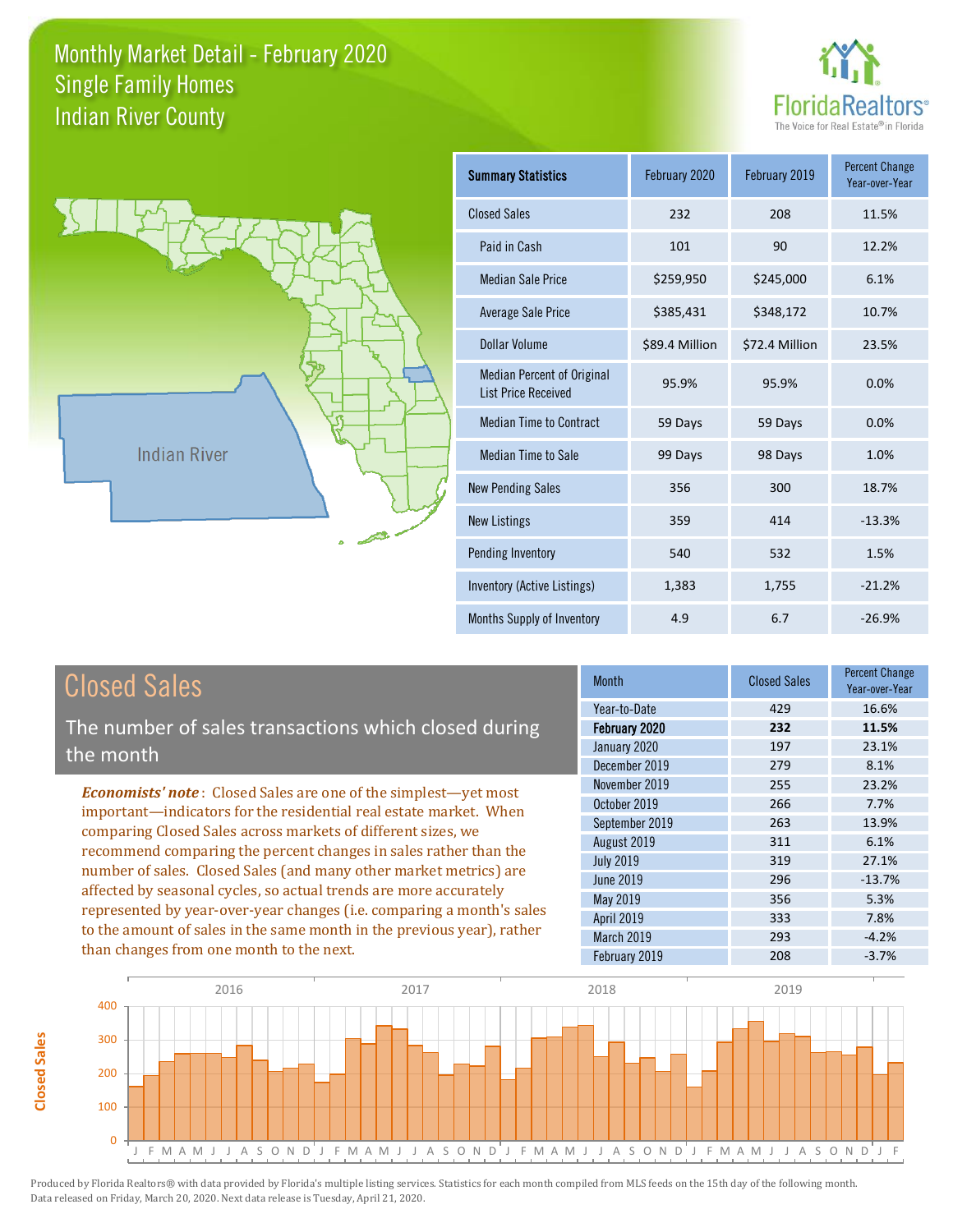# Monthly Market Detail - February 2020
## Single Family Homes
## Indian River County

FloridaRealtors®
The Voice for Real Estate® in Florida

Indian River

| Summary Statistics | February 2020 | February 2019 | Percent Change Year-over-Year |
|---|---|---|---|
| Closed Sales | 232 | 208 | 11.5% |
| Paid in Cash | 101 | 90 | 12.2% |
| Median Sale Price | $259,950 | $245,000 | 6.1% |
| Average Sale Price | $385,431 | $348,172 | 10.7% |
| Dollar Volume | $89.4 Million | $72.4 Million | 23.5% |
| Median Percent of Original List Price Received | 95.9% | 95.9% | 0.0% |
| Median Time to Contract | 59 Days | 59 Days | 0.0% |
| Median Time to Sale | 99 Days | 98 Days | 1.0% |
| New Pending Sales | 356 | 300 | 18.7% |
| New Listings | 359 | 414 | -13.3% |
| Pending Inventory | 540 | 532 | 1.5% |
| Inventory (Active Listings) | 1,383 | 1,755 | -21.2% |
| Months Supply of Inventory | 4.9 | 6.7 | -26.9% |

## Closed Sales

The number of sales transactions which closed during the month

*Economists' note*: Closed Sales are one of the simplest—yet most important—indicators for the residential real estate market. When comparing Closed Sales across markets of different sizes, we recommend comparing the percent changes in sales rather than the number of sales. Closed Sales (and many other market metrics) are affected by seasonal cycles, so actual trends are more accurately represented by year-over-year changes (i.e. comparing a month's sales to the amount of sales in the same month in the previous year), rather than changes from one month to the next.

| Month | Closed Sales | Percent Change Year-over-Year |
|---|---|---|
| Year-to-Date | 429 | 16.6% |
| **February 2020** | **232** | **11.5%** |
| January 2020 | 197 | 23.1% |
| December 2019 | 279 | 8.1% |
| November 2019 | 255 | 23.2% |
| October 2019 | 266 | 7.7% |
| September 2019 | 263 | 13.9% |
| August 2019 | 311 | 6.1% |
| July 2019 | 319 | 27.1% |
| June 2019 | 296 | -13.7% |
| May 2019 | 356 | 5.3% |
| April 2019 | 333 | 7.8% |
| March 2019 | 293 | -4.2% |
| February 2019 | 208 | -3.7% |

Closed Sales

2016 2017 2018 2019

400
300
200
100
0

J F M A M J J A S O N D J F M A M J J A S O N D J F M A M J J A S O N D J F M A M J J A S O N D J F

Produced by Florida Realtors® with data provided by Florida's multiple listing services. Statistics for each month compiled from MLS feeds on the 15th day of the following month. Data released on Friday, March 20, 2020. Next data release is Tuesday, April 21, 2020.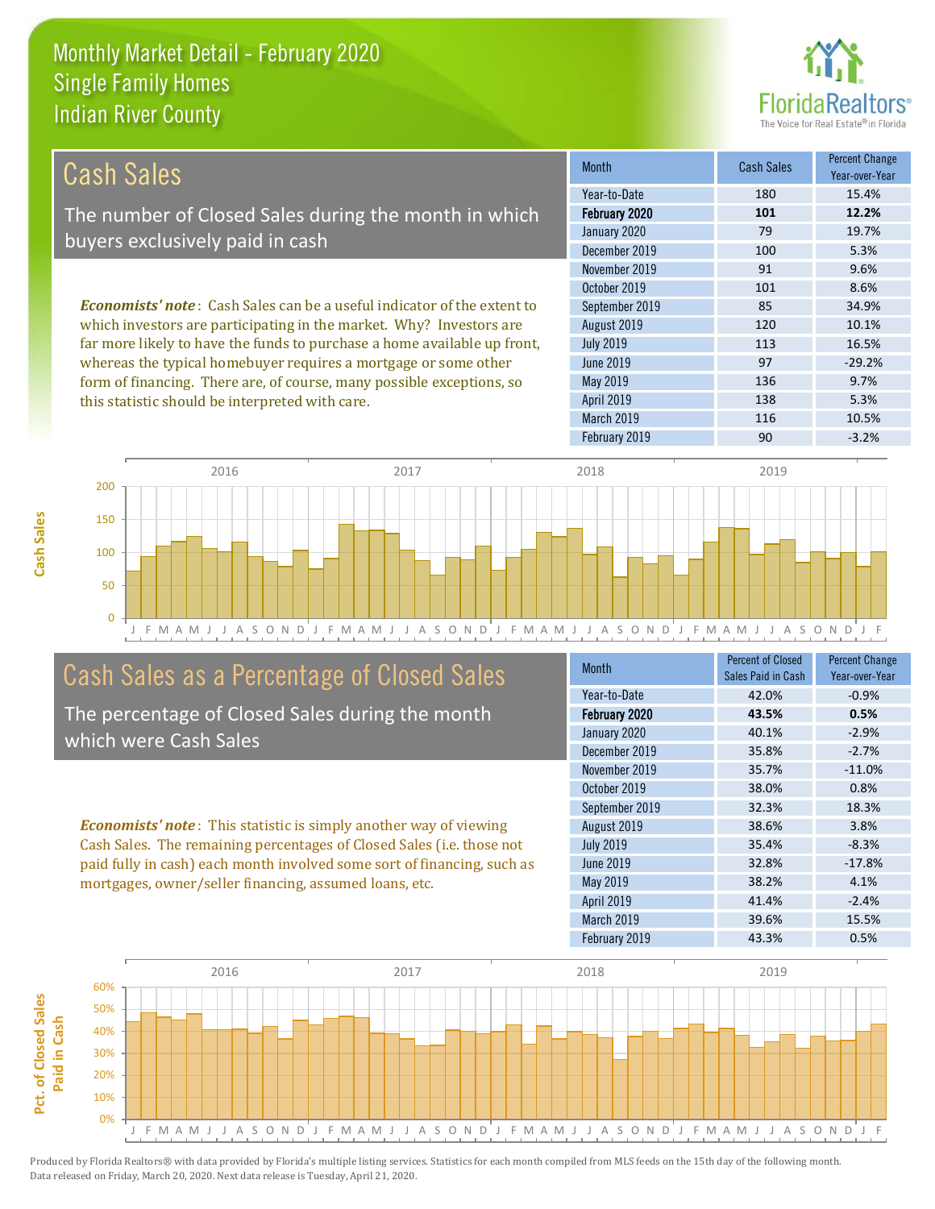Monthly Market Detail - February 2020
Single Family Homes
Indian River County

## Cash Sales

The number of Closed Sales during the month in which buyers exclusively paid in cash

***Economists' note***: Cash Sales can be a useful indicator of the extent to which investors are participating in the market. Why? Investors are far more likely to have the funds to purchase a home available up front, whereas the typical homebuyer requires a mortgage or some other form of financing. There are, of course, many possible exceptions, so this statistic should be interpreted with care.

| Month | Cash Sales | Percent Change Year-over-Year |
|---|---|---|
| Year-to-Date | 180 | 15.4% |
| **February 2020** | **101** | **12.2%** |
| January 2020 | 79 | 19.7% |
| December 2019 | 100 | 5.3% |
| November 2019 | 91 | 9.6% |
| October 2019 | 101 | 8.6% |
| September 2019 | 85 | 34.9% |
| August 2019 | 120 | 10.1% |
| July 2019 | 113 | 16.5% |
| June 2019 | 97 | -29.2% |
| May 2019 | 136 | 9.7% |
| April 2019 | 138 | 5.3% |
| March 2019 | 116 | 10.5% |
| February 2019 | 90 | -3.2% |

Cash Sales

2016 2017 2018 2019

200
150
100
50
0

J F M A M J J A S O N D J F M A M J J A S O N D J F M A M J J A S O N D J F M A M J J A S O N D J F

## Cash Sales as a Percentage of Closed Sales

The percentage of Closed Sales during the month which were Cash Sales

***Economists' note***: This statistic is simply another way of viewing Cash Sales. The remaining percentages of Closed Sales (i.e. those not paid fully in cash) each month involved some sort of financing, such as mortgages, owner/seller financing, assumed loans, etc.

| Month | Percent of Closed Sales Paid in Cash | Percent Change Year-over-Year |
|---|---|---|
| Year-to-Date | 42.0% | -0.9% |
| **February 2020** | **43.5%** | **0.5%** |
| January 2020 | 40.1% | -2.9% |
| December 2019 | 35.8% | -2.7% |
| November 2019 | 35.7% | -11.0% |
| October 2019 | 38.0% | 0.8% |
| September 2019 | 32.3% | 18.3% |
| August 2019 | 38.6% | 3.8% |
| July 2019 | 35.4% | -8.3% |
| June 2019 | 32.8% | -17.8% |
| May 2019 | 38.2% | 4.1% |
| April 2019 | 41.4% | -2.4% |
| March 2019 | 39.6% | 15.5% |
| February 2019 | 43.3% | 0.5% |

Pct. of Closed Sales Paid in Cash

2016 2017 2018 2019

60%
50%
40%
30%
20%
10%
0%

J F M A M J J A S O N D J F M A M J J A S O N D J F M A M J J A S O N D J F M A M J J A S O N D J F

Produced by Florida Realtors® with data provided by Florida's multiple listing services. Statistics for each month compiled from MLS feeds on the 15th day of the following month. Data released on Friday, March 20, 2020. Next data release is Tuesday, April 21, 2020.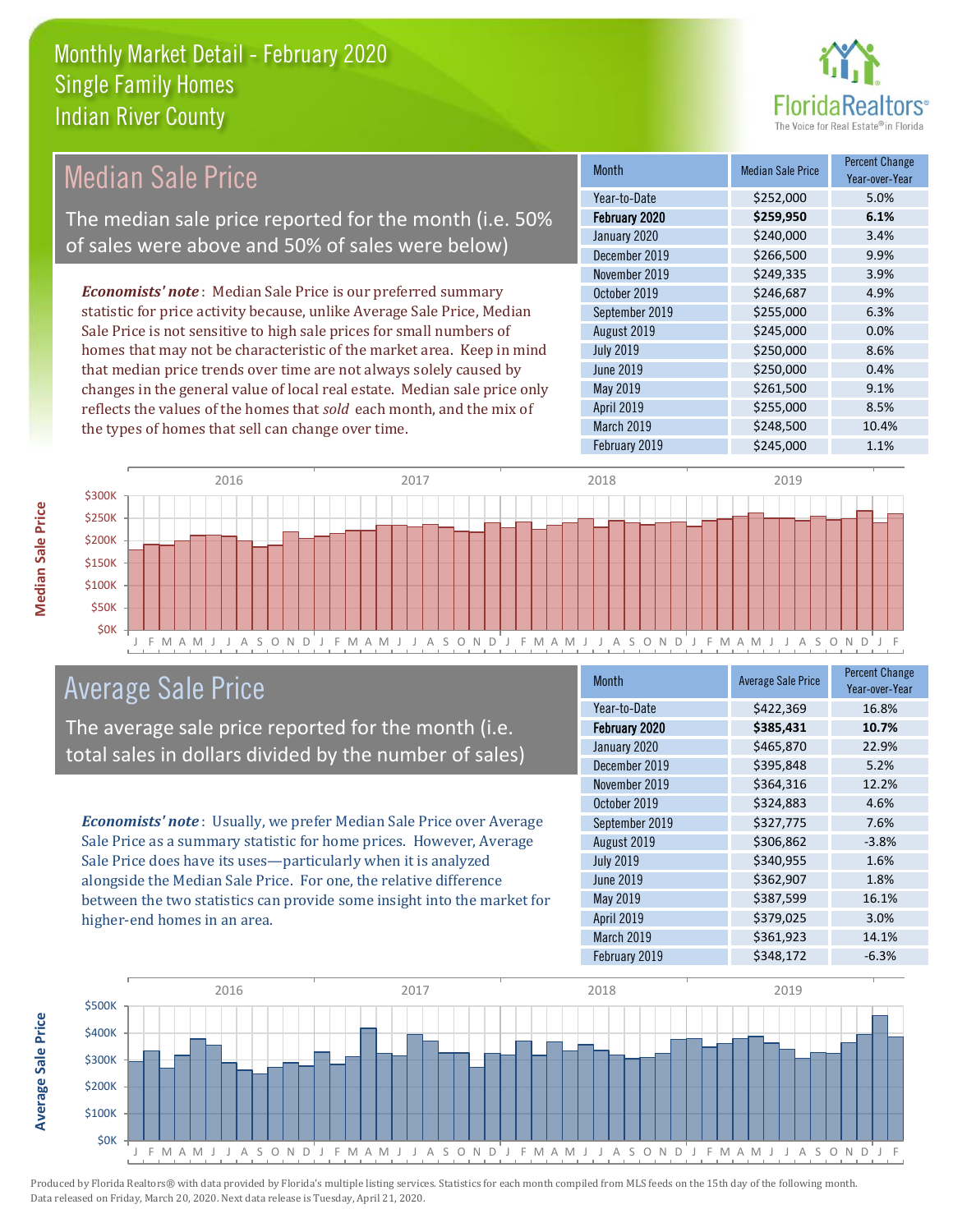# Monthly Market Detail - February 2020
## Single Family Homes
## Indian River County

FloridaRealtors®
The Voice for Real Estate® in Florida

## Median Sale Price

The median sale price reported for the month (i.e. 50% of sales were above and 50% of sales were below)

***Economists' note***: Median Sale Price is our preferred summary statistic for price activity because, unlike Average Sale Price, Median Sale Price is not sensitive to high sale prices for small numbers of homes that may not be characteristic of the market area. Keep in mind that median price trends over time are not always solely caused by changes in the general value of local real estate. Median sale price only reflects the values of the homes that *sold* each month, and the mix of the types of homes that sell can change over time.

| Month | Median Sale Price | Percent Change Year-over-Year |
|---|---|---|
| Year-to-Date | $252,000 | 5.0% |
| **February 2020** | **$259,950** | **6.1%** |
| January 2020 | $240,000 | 3.4% |
| December 2019 | $266,500 | 9.9% |
| November 2019 | $249,335 | 3.9% |
| October 2019 | $246,687 | 4.9% |
| September 2019 | $255,000 | 6.3% |
| August 2019 | $245,000 | 0.0% |
| July 2019 | $250,000 | 8.6% |
| June 2019 | $250,000 | 0.4% |
| May 2019 | $261,500 | 9.1% |
| April 2019 | $255,000 | 8.5% |
| March 2019 | $248,500 | 10.4% |
| February 2019 | $245,000 | 1.1% |

Median Sale Price

2016 2017 2018 2019

$300K $250K $200K $150K $100K $50K $0K

J F M A M J J A S O N D J F M A M J J A S O N D J F M A M J J A S O N D J F M A M J J A S O N D J F

## Average Sale Price

The average sale price reported for the month (i.e. total sales in dollars divided by the number of sales)

***Economists' note***: Usually, we prefer Median Sale Price over Average Sale Price as a summary statistic for home prices. However, Average Sale Price does have its uses—particularly when it is analyzed alongside the Median Sale Price. For one, the relative difference between the two statistics can provide some insight into the market for higher-end homes in an area.

| Month | Average Sale Price | Percent Change Year-over-Year |
|---|---|---|
| Year-to-Date | $422,369 | 16.8% |
| **February 2020** | **$385,431** | **10.7%** |
| January 2020 | $465,870 | 22.9% |
| December 2019 | $395,848 | 5.2% |
| November 2019 | $364,316 | 12.2% |
| October 2019 | $324,883 | 4.6% |
| September 2019 | $327,775 | 7.6% |
| August 2019 | $306,862 | -3.8% |
| July 2019 | $340,955 | 1.6% |
| June 2019 | $362,907 | 1.8% |
| May 2019 | $387,599 | 16.1% |
| April 2019 | $379,025 | 3.0% |
| March 2019 | $361,923 | 14.1% |
| February 2019 | $348,172 | -6.3% |

Average Sale Price

2016 2017 2018 2019

$500K $400K $300K $200K $100K $0K

J F M A M J J A S O N D J F M A M J J A S O N D J F M A M J J A S O N D J F M A M J J A S O N D J F

Produced by Florida Realtors® with data provided by Florida's multiple listing services. Statistics for each month compiled from MLS feeds on the 15th day of the following month. Data released on Friday, March 20, 2020. Next data release is Tuesday, April 21, 2020.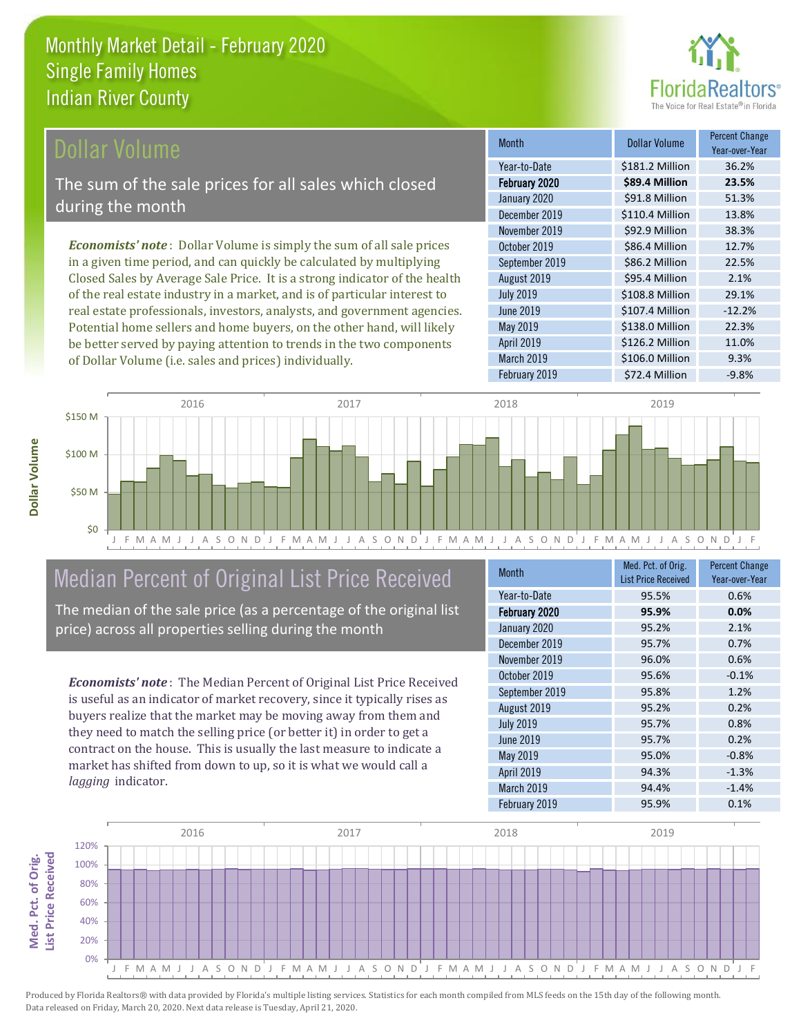# Monthly Market Detail - February 2020
## Single Family Homes
## Indian River County

## Dollar Volume

The sum of the sale prices for all sales which closed during the month

***Economists' note***: Dollar Volume is simply the sum of all sale prices in a given time period, and can quickly be calculated by multiplying Closed Sales by Average Sale Price. It is a strong indicator of the health of the real estate industry in a market, and is of particular interest to real estate professionals, investors, analysts, and government agencies. Potential home sellers and home buyers, on the other hand, will likely be better served by paying attention to trends in the two components of Dollar Volume (i.e. sales and prices) individually.

| Month | Dollar Volume | Percent Change Year-over-Year |
|---|---|---|
| Year-to-Date | $181.2 Million | 36.2% |
| **February 2020** | **$89.4 Million** | **23.5%** |
| January 2020 | $91.8 Million | 51.3% |
| December 2019 | $110.4 Million | 13.8% |
| November 2019 | $92.9 Million | 38.3% |
| October 2019 | $86.4 Million | 12.7% |
| September 2019 | $86.2 Million | 22.5% |
| August 2019 | $95.4 Million | 2.1% |
| July 2019 | $108.8 Million | 29.1% |
| June 2019 | $107.4 Million | -12.2% |
| May 2019 | $138.0 Million | 22.3% |
| April 2019 | $126.2 Million | 11.0% |
| March 2019 | $106.0 Million | 9.3% |
| February 2019 | $72.4 Million | -9.8% |

Dollar Volume

$150 M
$100 M
$50 M
$0

2016 2017 2018 2019

J F M A M J J A S O N D J F M A M J J A S O N D J F M A M J J A S O N D J F M A M J J A S O N D J F

## Median Percent of Original List Price Received

The median of the sale price (as a percentage of the original list price) across all properties selling during the month

***Economists' note***: The Median Percent of Original List Price Received is useful as an indicator of market recovery, since it typically rises as buyers realize that the market may be moving away from them and they need to match the selling price (or better it) in order to get a contract on the house. This is usually the last measure to indicate a market has shifted from down to up, so it is what we would call a *lagging* indicator.

| Month | Med. Pct. of Orig. List Price Received | Percent Change Year-over-Year |
|---|---|---|
| Year-to-Date | 95.5% | 0.6% |
| **February 2020** | **95.9%** | **0.0%** |
| January 2020 | 95.2% | 2.1% |
| December 2019 | 95.7% | 0.7% |
| November 2019 | 96.0% | 0.6% |
| October 2019 | 95.6% | -0.1% |
| September 2019 | 95.8% | 1.2% |
| August 2019 | 95.2% | 0.2% |
| July 2019 | 95.7% | 0.8% |
| June 2019 | 95.7% | 0.2% |
| May 2019 | 95.0% | -0.8% |
| April 2019 | 94.3% | -1.3% |
| March 2019 | 94.4% | -1.4% |
| February 2019 | 95.9% | 0.1% |

Med. Pct. of Orig. List Price Received

120%
100%
80%
60%
40%
20%
0%

2016 2017 2018 2019

J F M A M J J A S O N D J F M A M J J A S O N D J F M A M J J A S O N D J F M A M J J A S O N D J F

Produced by Florida Realtors® with data provided by Florida's multiple listing services. Statistics for each month compiled from MLS feeds on the 15th day of the following month. Data released on Friday, March 20, 2020. Next data release is Tuesday, April 21, 2020.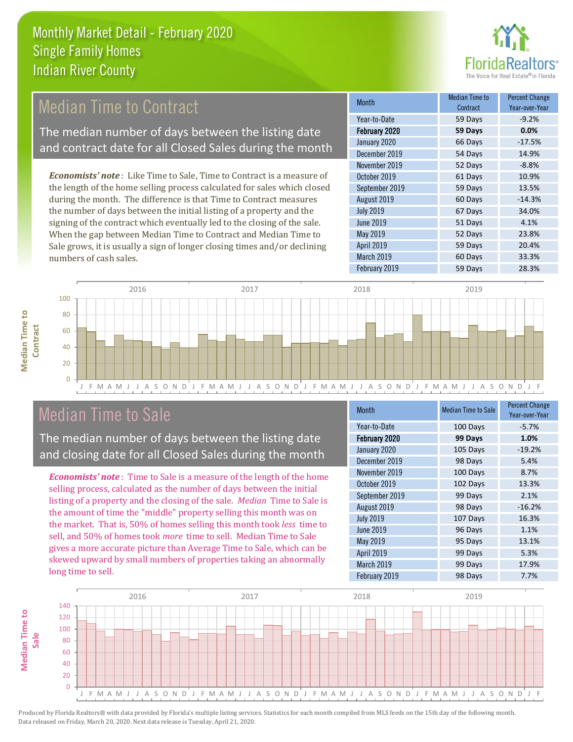# Monthly Market Detail - February 2020
## Single Family Homes
## Indian River County

FloridaRealtors® The Voice for Real Estate® in Florida

## Median Time to Contract

The median number of days between the listing date and contract date for all Closed Sales during the month

*Economists' note*: Like Time to Sale, Time to Contract is a measure of the length of the home selling process calculated for sales which closed during the month. The difference is that Time to Contract measures the number of days between the initial listing of a property and the signing of the contract which eventually led to the closing of the sale. When the gap between Median Time to Contract and Median Time to Sale grows, it is usually a sign of longer closing times and/or declining numbers of cash sales.

| Month | Median Time to Contract | Percent Change Year-over-Year |
|---|---|---|
| Year-to-Date | 59 Days | -9.2% |
| **February 2020** | **59 Days** | **0.0%** |
| January 2020 | 66 Days | -17.5% |
| December 2019 | 54 Days | 14.9% |
| November 2019 | 52 Days | -8.8% |
| October 2019 | 61 Days | 10.9% |
| September 2019 | 59 Days | 13.5% |
| August 2019 | 60 Days | -14.3% |
| July 2019 | 67 Days | 34.0% |
| June 2019 | 51 Days | 4.1% |
| May 2019 | 52 Days | 23.8% |
| April 2019 | 59 Days | 20.4% |
| March 2019 | 60 Days | 33.3% |
| February 2019 | 59 Days | 28.3% |

Median Time to Contract

2016 2017 2018 2019

100
80
60
40
20
0

J F M A M J J A S O N D J F M A M J J A S O N D J F M A M J J A S O N D J F M A M J J A S O N D J F

## Median Time to Sale

The median number of days between the listing date and closing date for all Closed Sales during the month

*Economists' note*: Time to Sale is a measure of the length of the home selling process, calculated as the number of days between the initial listing of a property and the closing of the sale. *Median* Time to Sale is the amount of time the "middle" property selling this month was on the market. That is, 50% of homes selling this month took *less* time to sell, and 50% of homes took *more* time to sell. Median Time to Sale gives a more accurate picture than Average Time to Sale, which can be skewed upward by small numbers of properties taking an abnormally long time to sell.

| Month | Median Time to Sale | Percent Change Year-over-Year |
|---|---|---|
| Year-to-Date | 100 Days | -5.7% |
| **February 2020** | **99 Days** | **1.0%** |
| January 2020 | 105 Days | -19.2% |
| December 2019 | 98 Days | 5.4% |
| November 2019 | 100 Days | 8.7% |
| October 2019 | 102 Days | 13.3% |
| September 2019 | 99 Days | 2.1% |
| August 2019 | 98 Days | -16.2% |
| July 2019 | 107 Days | 16.3% |
| June 2019 | 96 Days | 1.1% |
| May 2019 | 95 Days | 13.1% |
| April 2019 | 99 Days | 5.3% |
| March 2019 | 99 Days | 17.9% |
| February 2019 | 98 Days | 7.7% |

Median Time to Sale

2016 2017 2018 2019

140
120
100
80
60
40
20
0

J F M A M J J A S O N D J F M A M J J A S O N D J F M A M J J A S O N D J F M A M J J A S O N D J F

Produced by Florida Realtors® with data provided by Florida's multiple listing services. Statistics for each month compiled from MLS feeds on the 15th day of the following month. Data released on Friday, March 20, 2020. Next data release is Tuesday, April 21, 2020.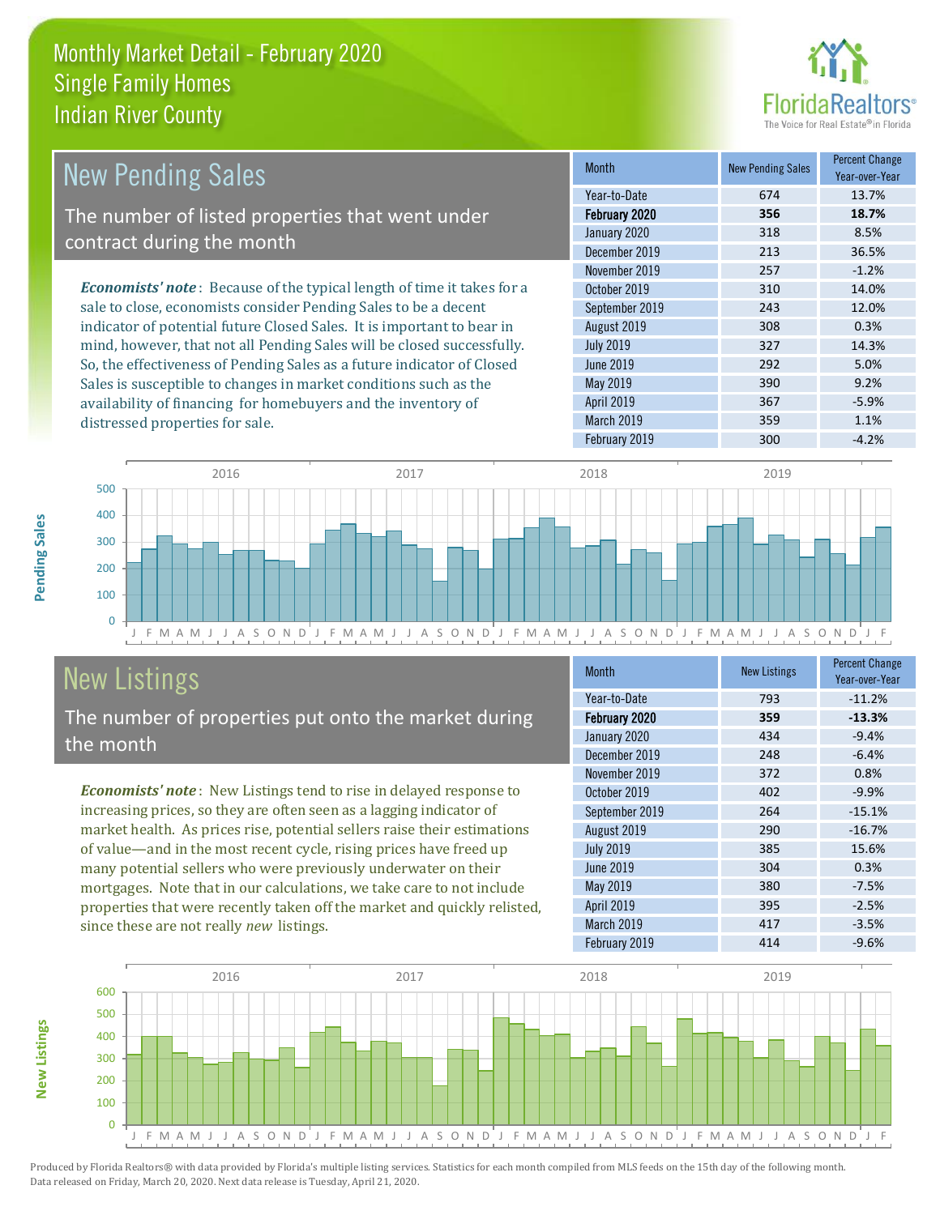# Monthly Market Detail - February 2020
## Single Family Homes
## Indian River County

FloridaRealtors®
The Voice for Real Estate® in Florida

## New Pending Sales

The number of listed properties that went under contract during the month

*Economists' note*: Because of the typical length of time it takes for a sale to close, economists consider Pending Sales to be a decent indicator of potential future Closed Sales. It is important to bear in mind, however, that not all Pending Sales will be closed successfully. So, the effectiveness of Pending Sales as a future indicator of Closed Sales is susceptible to changes in market conditions such as the availability of financing for homebuyers and the inventory of distressed properties for sale.

| Month | New Pending Sales | Percent Change Year-over-Year |
|---|---|---|
| Year-to-Date | 674 | 13.7% |
| **February 2020** | **356** | **18.7%** |
| January 2020 | 318 | 8.5% |
| December 2019 | 213 | 36.5% |
| November 2019 | 257 | -1.2% |
| October 2019 | 310 | 14.0% |
| September 2019 | 243 | 12.0% |
| August 2019 | 308 | 0.3% |
| July 2019 | 327 | 14.3% |
| June 2019 | 292 | 5.0% |
| May 2019 | 390 | 9.2% |
| April 2019 | 367 | -5.9% |
| March 2019 | 359 | 1.1% |
| February 2019 | 300 | -4.2% |

Pending Sales

2016 2017 2018 2019

0 100 200 300 400 500

J F M A M J J A S O N D J F M A M J J A S O N D J F M A M J J A S O N D J F M A M J J A S O N D J F

## New Listings

The number of properties put onto the market during the month

*Economists' note*: New Listings tend to rise in delayed response to increasing prices, so they are often seen as a lagging indicator of market health. As prices rise, potential sellers raise their estimations of value—and in the most recent cycle, rising prices have freed up many potential sellers who were previously underwater on their mortgages. Note that in our calculations, we take care to not include properties that were recently taken off the market and quickly relisted, since these are not really *new* listings.

| Month | New Listings | Percent Change Year-over-Year |
|---|---|---|
| Year-to-Date | 793 | -11.2% |
| **February 2020** | **359** | **-13.3%** |
| January 2020 | 434 | -9.4% |
| December 2019 | 248 | -6.4% |
| November 2019 | 372 | 0.8% |
| October 2019 | 402 | -9.9% |
| September 2019 | 264 | -15.1% |
| August 2019 | 290 | -16.7% |
| July 2019 | 385 | 15.6% |
| June 2019 | 304 | 0.3% |
| May 2019 | 380 | -7.5% |
| April 2019 | 395 | -2.5% |
| March 2019 | 417 | -3.5% |
| February 2019 | 414 | -9.6% |

New Listings

2016 2017 2018 2019

0 100 200 300 400 500 600

J F M A M J J A S O N D J F M A M J J A S O N D J F M A M J J A S O N D J F M A M J J A S O N D J F

Produced by Florida Realtors® with data provided by Florida's multiple listing services. Statistics for each month compiled from MLS feeds on the 15th day of the following month. Data released on Friday, March 20, 2020. Next data release is Tuesday, April 21, 2020.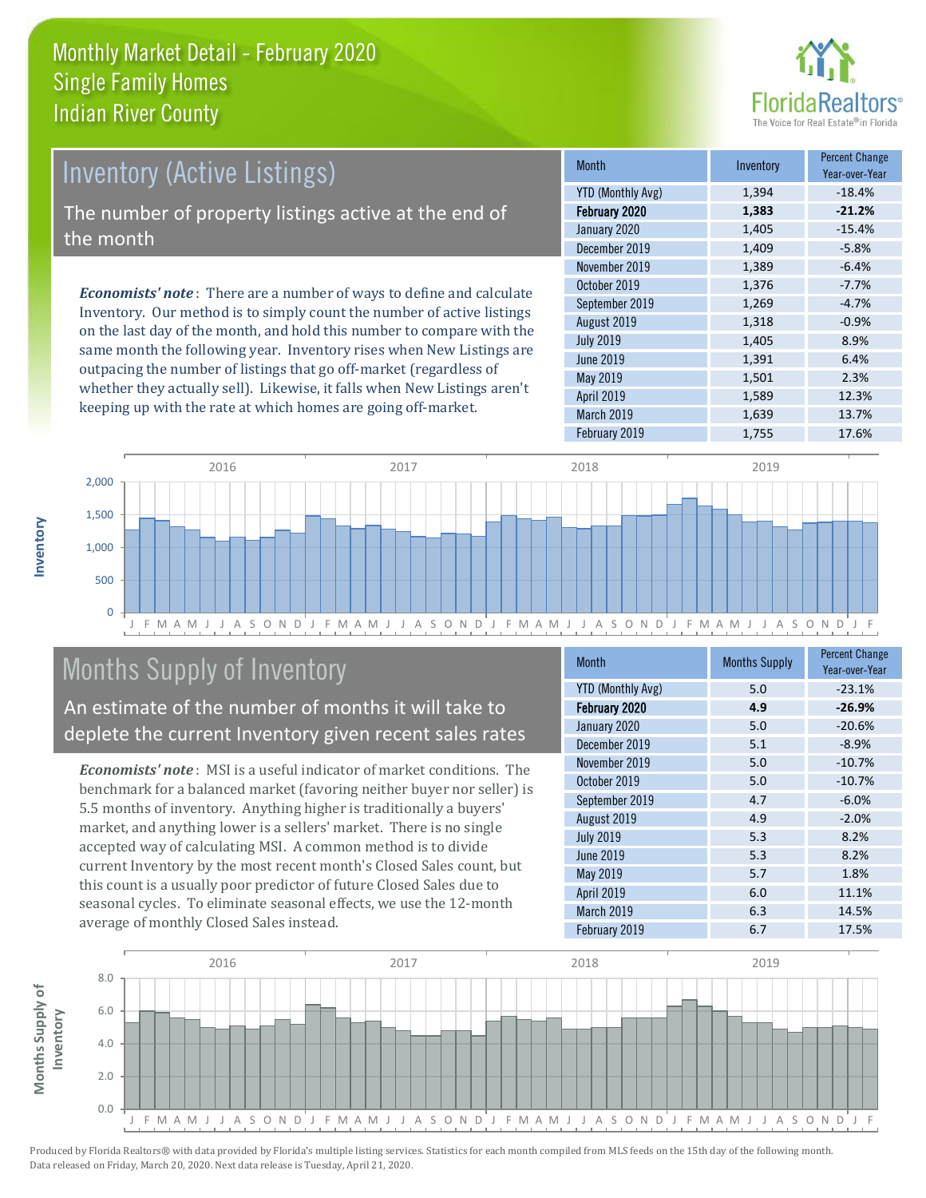# Monthly Market Detail - February 2020
## Single Family Homes
## Indian River County

## Inventory (Active Listings)

The number of property listings active at the end of the month

***Economists' note***: There are a number of ways to define and calculate Inventory. Our method is to simply count the number of active listings on the last day of the month, and hold this number to compare with the same month the following year. Inventory rises when New Listings are outpacing the number of listings that go off-market (regardless of whether they actually sell). Likewise, it falls when New Listings aren't keeping up with the rate at which homes are going off-market.

| Month | Inventory | Percent Change Year-over-Year |
|---|---|---|
| YTD (Monthly Avg) | 1,394 | -18.4% |
| **February 2020** | **1,383** | **-21.2%** |
| January 2020 | 1,405 | -15.4% |
| December 2019 | 1,409 | -5.8% |
| November 2019 | 1,389 | -6.4% |
| October 2019 | 1,376 | -7.7% |
| September 2019 | 1,269 | -4.7% |
| August 2019 | 1,318 | -0.9% |
| July 2019 | 1,405 | 8.9% |
| June 2019 | 1,391 | 6.4% |
| May 2019 | 1,501 | 2.3% |
| April 2019 | 1,589 | 12.3% |
| March 2019 | 1,639 | 13.7% |
| February 2019 | 1,755 | 17.6% |

## Months Supply of Inventory

An estimate of the number of months it will take to deplete the current Inventory given recent sales rates

***Economists' note***: MSI is a useful indicator of market conditions. The benchmark for a balanced market (favoring neither buyer nor seller) is 5.5 months of inventory. Anything higher is traditionally a buyers' market, and anything lower is a sellers' market. There is no single accepted way of calculating MSI. A common method is to divide current Inventory by the most recent month's Closed Sales count, but this count is a usually poor predictor of future Closed Sales due to seasonal cycles. To eliminate seasonal effects, we use the 12-month average of monthly Closed Sales instead.

| Month | Months Supply | Percent Change Year-over-Year |
|---|---|---|
| YTD (Monthly Avg) | 5.0 | -23.1% |
| **February 2020** | **4.9** | **-26.9%** |
| January 2020 | 5.0 | -20.6% |
| December 2019 | 5.1 | -8.9% |
| November 2019 | 5.0 | -10.7% |
| October 2019 | 5.0 | -10.7% |
| September 2019 | 4.7 | -6.0% |
| August 2019 | 4.9 | -2.0% |
| July 2019 | 5.3 | 8.2% |
| June 2019 | 5.3 | 8.2% |
| May 2019 | 5.7 | 1.8% |
| April 2019 | 6.0 | 11.1% |
| March 2019 | 6.3 | 14.5% |
| February 2019 | 6.7 | 17.5% |

Produced by Florida Realtors® with data provided by Florida's multiple listing services. Statistics for each month compiled from MLS feeds on the 15th day of the following month. Data released on Friday, March 20, 2020. Next data release is Tuesday, April 21, 2020.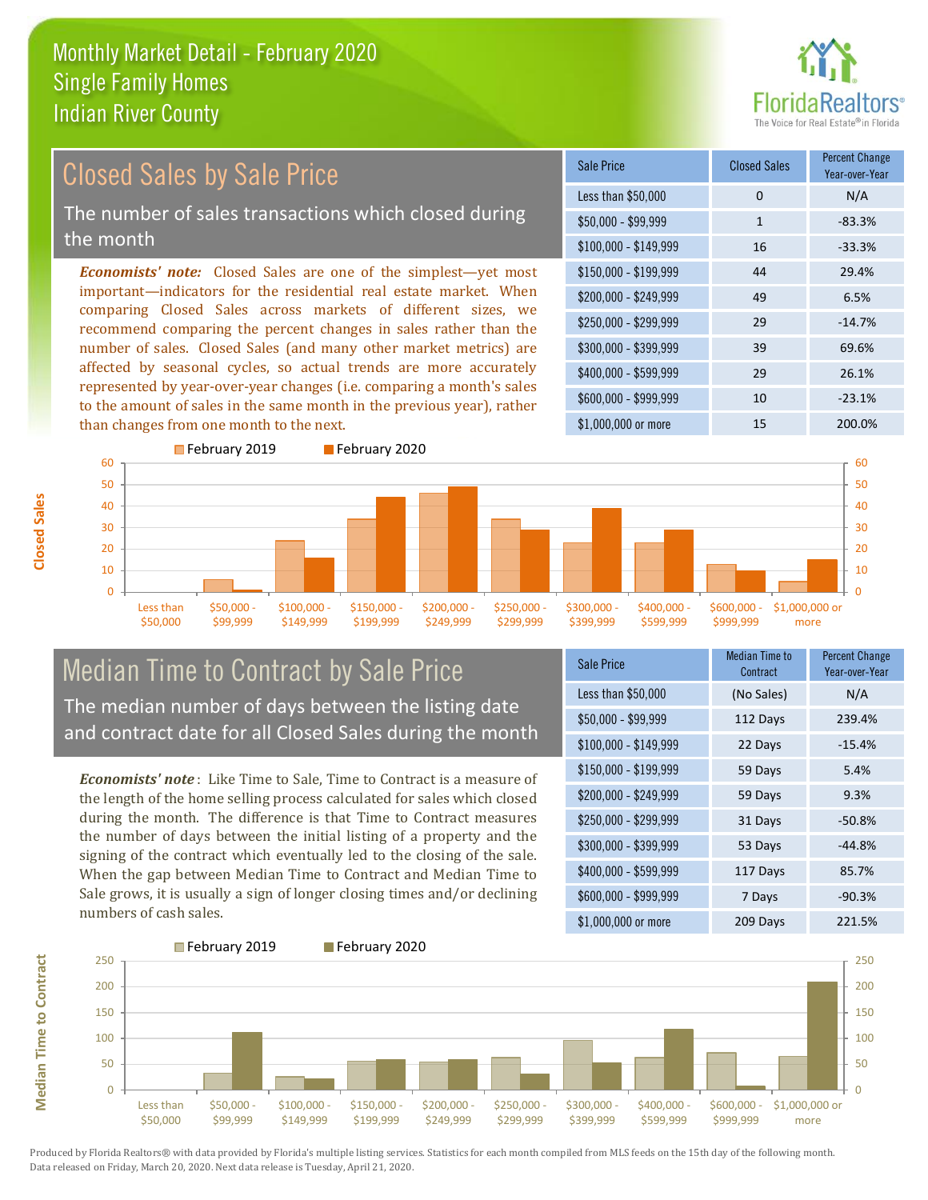# Monthly Market Detail - February 2020
## Single Family Homes
## Indian River County

FloridaRealtors®
The Voice for Real Estate® in Florida

## Closed Sales by Sale Price

The number of sales transactions which closed during the month

*Economists' note:* Closed Sales are one of the simplest—yet most important—indicators for the residential real estate market. When comparing Closed Sales across markets of different sizes, we recommend comparing the percent changes in sales rather than the number of sales. Closed Sales (and many other market metrics) are affected by seasonal cycles, so actual trends are more accurately represented by year-over-year changes (i.e. comparing a month's sales to the amount of sales in the same month in the previous year), rather than changes from one month to the next.

| Sale Price | Closed Sales | Percent Change Year-over-Year |
|---|---|---|
| Less than $50,000 | 0 | N/A |
| $50,000 - $99,999 | 1 | -83.3% |
| $100,000 - $149,999 | 16 | -33.3% |
| $150,000 - $199,999 | 44 | 29.4% |
| $200,000 - $249,999 | 49 | 6.5% |
| $250,000 - $299,999 | 29 | -14.7% |
| $300,000 - $399,999 | 39 | 69.6% |
| $400,000 - $599,999 | 29 | 26.1% |
| $600,000 - $999,999 | 10 | -23.1% |
| $1,000,000 or more | 15 | 200.0% |

February 2019 February 2020

Closed Sales

0 10 20 30 40 50 60

Less than $50,000, $50,000 - $99,999, $100,000 - $149,999, $150,000 - $199,999, $200,000 - $249,999, $250,000 - $299,999, $300,000 - $399,999, $400,000 - $599,999, $600,000 - $999,999, $1,000,000 or more

## Median Time to Contract by Sale Price

The median number of days between the listing date and contract date for all Closed Sales during the month

*Economists' note*: Like Time to Sale, Time to Contract is a measure of the length of the home selling process calculated for sales which closed during the month. The difference is that Time to Contract measures the number of days between the initial listing of a property and the signing of the contract which eventually led to the closing of the sale. When the gap between Median Time to Contract and Median Time to Sale grows, it is usually a sign of longer closing times and/or declining numbers of cash sales.

| Sale Price | Median Time to Contract | Percent Change Year-over-Year |
|---|---|---|
| Less than $50,000 | (No Sales) | N/A |
| $50,000 - $99,999 | 112 Days | 239.4% |
| $100,000 - $149,999 | 22 Days | -15.4% |
| $150,000 - $199,999 | 59 Days | 5.4% |
| $200,000 - $249,999 | 59 Days | 9.3% |
| $250,000 - $299,999 | 31 Days | -50.8% |
| $300,000 - $399,999 | 53 Days | -44.8% |
| $400,000 - $599,999 | 117 Days | 85.7% |
| $600,000 - $999,999 | 7 Days | -90.3% |
| $1,000,000 or more | 209 Days | 221.5% |

February 2019 February 2020

Median Time to Contract

0 50 100 150 200 250

Less than $50,000, $50,000 - $99,999, $100,000 - $149,999, $150,000 - $199,999, $200,000 - $249,999, $250,000 - $299,999, $300,000 - $399,999, $400,000 - $599,999, $600,000 - $999,999, $1,000,000 or more

Produced by Florida Realtors® with data provided by Florida's multiple listing services. Statistics for each month compiled from MLS feeds on the 15th day of the following month. Data released on Friday, March 20, 2020. Next data release is Tuesday, April 21, 2020.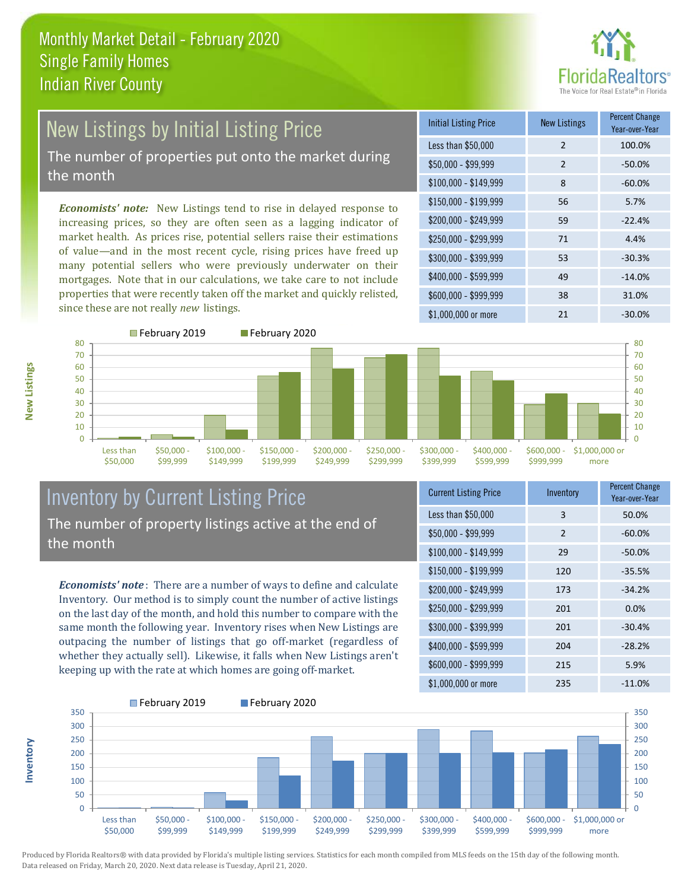# Monthly Market Detail - February 2020
## Single Family Homes
## Indian River County

FloridaRealtors®
The Voice for Real Estate® in Florida

## New Listings by Initial Listing Price

The number of properties put onto the market during the month

*Economists' note:* New Listings tend to rise in delayed response to increasing prices, so they are often seen as a lagging indicator of market health. As prices rise, potential sellers raise their estimations of value—and in the most recent cycle, rising prices have freed up many potential sellers who were previously underwater on their mortgages. Note that in our calculations, we take care to not include properties that were recently taken off the market and quickly relisted, since these are not really *new* listings.

| Initial Listing Price | New Listings | Percent Change Year-over-Year |
|---|---|---|
| Less than $50,000 | 2 | 100.0% |
| $50,000 - $99,999 | 2 | -50.0% |
| $100,000 - $149,999 | 8 | -60.0% |
| $150,000 - $199,999 | 56 | 5.7% |
| $200,000 - $249,999 | 59 | -22.4% |
| $250,000 - $299,999 | 71 | 4.4% |
| $300,000 - $399,999 | 53 | -30.3% |
| $400,000 - $599,999 | 49 | -14.0% |
| $600,000 - $999,999 | 38 | 31.0% |
| $1,000,000 or more | 21 | -30.0% |

February 2019
February 2020
New Listings
0
10
20
30
40
50
60
70
80
Less than $50,000
$50,000 - $99,999
$100,000 - $149,999
$150,000 - $199,999
$200,000 - $249,999
$250,000 - $299,999
$300,000 - $399,999
$400,000 - $599,999
$600,000 - $999,999
$1,000,000 or more

## Inventory by Current Listing Price

The number of property listings active at the end of the month

*Economists' note*: There are a number of ways to define and calculate Inventory. Our method is to simply count the number of active listings on the last day of the month, and hold this number to compare with the same month the following year. Inventory rises when New Listings are outpacing the number of listings that go off-market (regardless of whether they actually sell). Likewise, it falls when New Listings aren't keeping up with the rate at which homes are going off-market.

| Current Listing Price | Inventory | Percent Change Year-over-Year |
|---|---|---|
| Less than $50,000 | 3 | 50.0% |
| $50,000 - $99,999 | 2 | -60.0% |
| $100,000 - $149,999 | 29 | -50.0% |
| $150,000 - $199,999 | 120 | -35.5% |
| $200,000 - $249,999 | 173 | -34.2% |
| $250,000 - $299,999 | 201 | 0.0% |
| $300,000 - $399,999 | 201 | -30.4% |
| $400,000 - $599,999 | 204 | -28.2% |
| $600,000 - $999,999 | 215 | 5.9% |
| $1,000,000 or more | 235 | -11.0% |

February 2019
February 2020
Inventory
0
50
100
150
200
250
300
350
Less than $50,000
$50,000 - $99,999
$100,000 - $149,999
$150,000 - $199,999
$200,000 - $249,999
$250,000 - $299,999
$300,000 - $399,999
$400,000 - $599,999
$600,000 - $999,999
$1,000,000 or more

Produced by Florida Realtors® with data provided by Florida's multiple listing services. Statistics for each month compiled from MLS feeds on the 15th day of the following month. Data released on Friday, March 20, 2020. Next data release is Tuesday, April 21, 2020.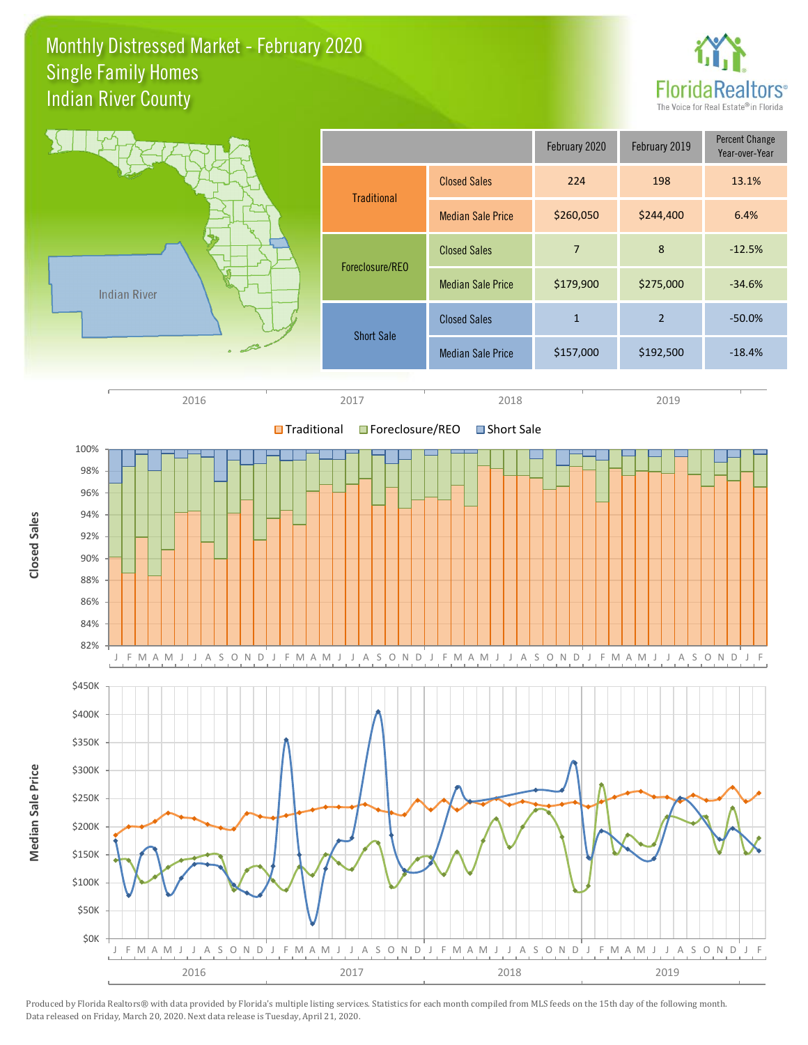# Monthly Distressed Market - February 2020
## Single Family Homes
## Indian River County

FloridaRealtors®
The Voice for Real Estate® in Florida

Indian River

| | | February 2020 | February 2019 | Percent Change Year-over-Year |
|---|---|---|---|---|
| Traditional | Closed Sales | 224 | 198 | 13.1% |
| | Median Sale Price | $260,050 | $244,400 | 6.4% |
| Foreclosure/REO | Closed Sales | 7 | 8 | -12.5% |
| | Median Sale Price | $179,900 | $275,000 | -34.6% |
| Short Sale | Closed Sales | 1 | 2 | -50.0% |
| | Median Sale Price | $157,000 | $192,500 | -18.4% |

2016 2017 2018 2019

Traditional Foreclosure/REO Short Sale

Closed Sales

100% 98% 96% 94% 92% 90% 88% 86% 84% 82%

J F M A M J J A S O N D J F M A M J J A S O N D J F M A M J J A S O N D J F M A M J J A S O N D J F

Median Sale Price

$450K $400K $350K $300K $250K $200K $150K $100K $50K $0K

J F M A M J J A S O N D J F M A M J J A S O N D J F M A M J J A S O N D J F M A M J J A S O N D J F

2016 2017 2018 2019

Produced by Florida Realtors® with data provided by Florida's multiple listing services. Statistics for each month compiled from MLS feeds on the 15th day of the following month. Data released on Friday, March 20, 2020. Next data release is Tuesday, April 21, 2020.